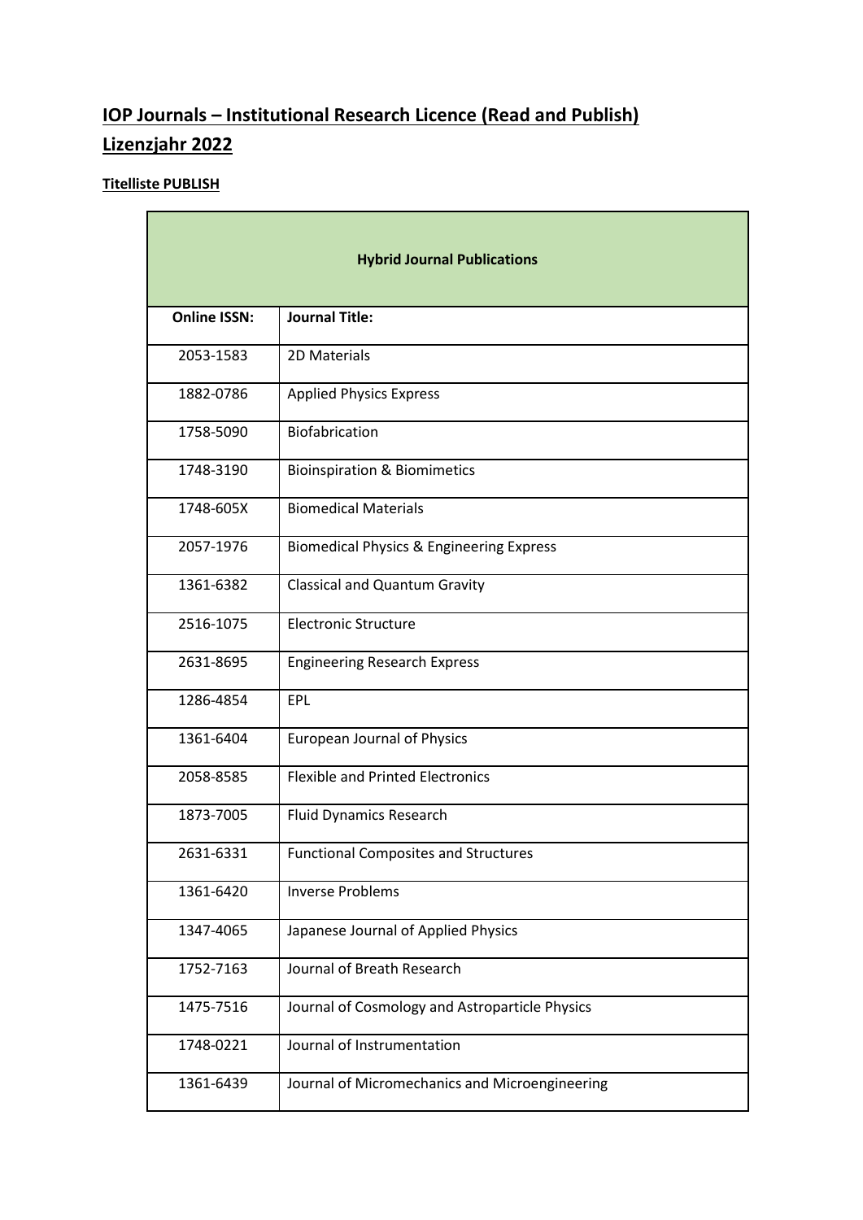# IOP Journals – Institutional Research Licence (Read and Publish)
# Lizenzjahr 2022

**Titelliste PUBLISH**

| **Hybrid Journal Publications** | |
|---|---|
| **Online ISSN:** | **Journal Title:** |
| 2053-1583 | 2D Materials |
| 1882-0786 | Applied Physics Express |
| 1758-5090 | Biofabrication |
| 1748-3190 | Bioinspiration & Biomimetics |
| 1748-605X | Biomedical Materials |
| 2057-1976 | Biomedical Physics & Engineering Express |
| 1361-6382 | Classical and Quantum Gravity |
| 2516-1075 | Electronic Structure |
| 2631-8695 | Engineering Research Express |
| 1286-4854 | EPL |
| 1361-6404 | European Journal of Physics |
| 2058-8585 | Flexible and Printed Electronics |
| 1873-7005 | Fluid Dynamics Research |
| 2631-6331 | Functional Composites and Structures |
| 1361-6420 | Inverse Problems |
| 1347-4065 | Japanese Journal of Applied Physics |
| 1752-7163 | Journal of Breath Research |
| 1475-7516 | Journal of Cosmology and Astroparticle Physics |
| 1748-0221 | Journal of Instrumentation |
| 1361-6439 | Journal of Micromechanics and Microengineering |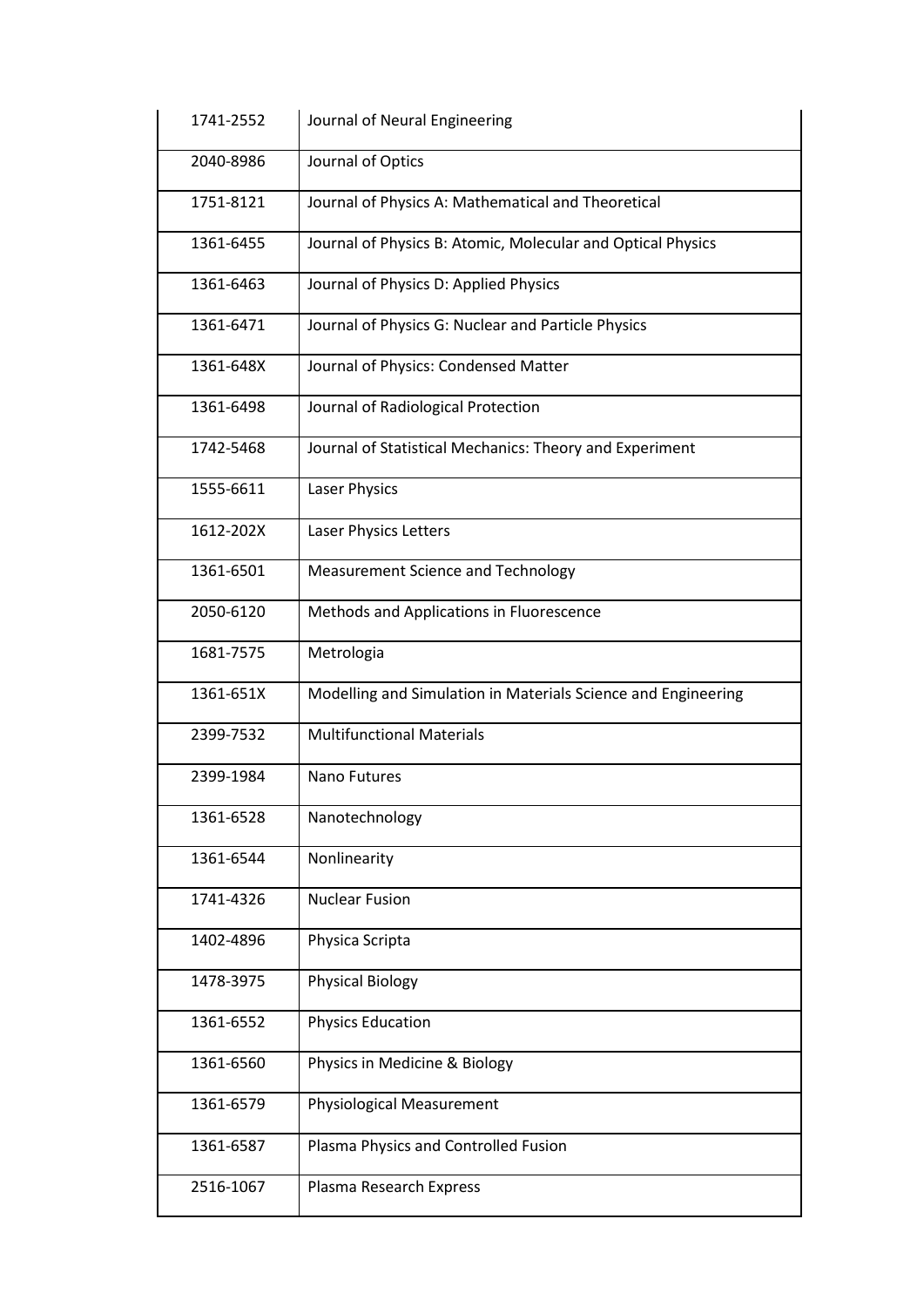| | |
|---|---|
| 1741-2552 | Journal of Neural Engineering |
| 2040-8986 | Journal of Optics |
| 1751-8121 | Journal of Physics A: Mathematical and Theoretical |
| 1361-6455 | Journal of Physics B: Atomic, Molecular and Optical Physics |
| 1361-6463 | Journal of Physics D: Applied Physics |
| 1361-6471 | Journal of Physics G: Nuclear and Particle Physics |
| 1361-648X | Journal of Physics: Condensed Matter |
| 1361-6498 | Journal of Radiological Protection |
| 1742-5468 | Journal of Statistical Mechanics: Theory and Experiment |
| 1555-6611 | Laser Physics |
| 1612-202X | Laser Physics Letters |
| 1361-6501 | Measurement Science and Technology |
| 2050-6120 | Methods and Applications in Fluorescence |
| 1681-7575 | Metrologia |
| 1361-651X | Modelling and Simulation in Materials Science and Engineering |
| 2399-7532 | Multifunctional Materials |
| 2399-1984 | Nano Futures |
| 1361-6528 | Nanotechnology |
| 1361-6544 | Nonlinearity |
| 1741-4326 | Nuclear Fusion |
| 1402-4896 | Physica Scripta |
| 1478-3975 | Physical Biology |
| 1361-6552 | Physics Education |
| 1361-6560 | Physics in Medicine & Biology |
| 1361-6579 | Physiological Measurement |
| 1361-6587 | Plasma Physics and Controlled Fusion |
| 2516-1067 | Plasma Research Express |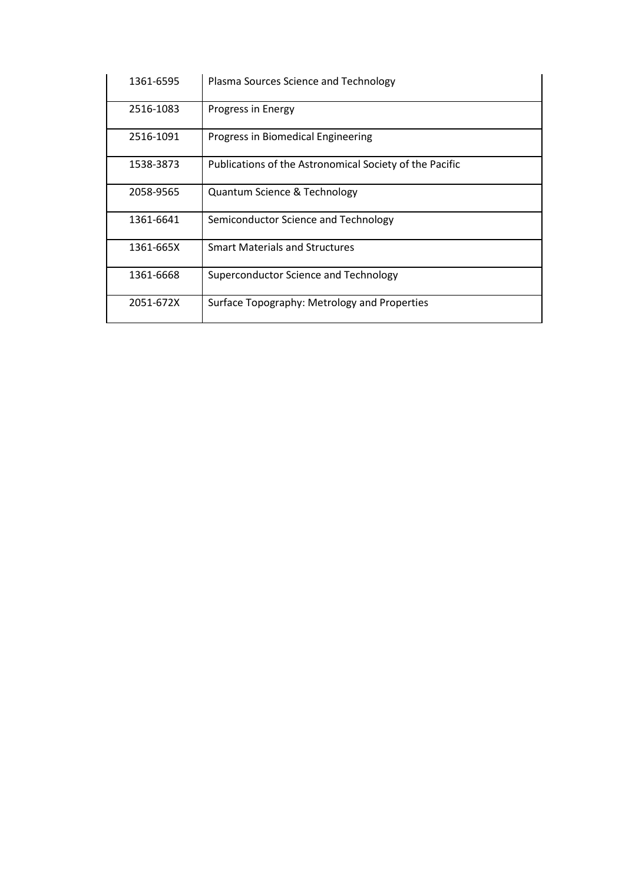| | |
|---|---|
| 1361-6595 | Plasma Sources Science and Technology |
| 2516-1083 | Progress in Energy |
| 2516-1091 | Progress in Biomedical Engineering |
| 1538-3873 | Publications of the Astronomical Society of the Pacific |
| 2058-9565 | Quantum Science & Technology |
| 1361-6641 | Semiconductor Science and Technology |
| 1361-665X | Smart Materials and Structures |
| 1361-6668 | Superconductor Science and Technology |
| 2051-672X | Surface Topography: Metrology and Properties |